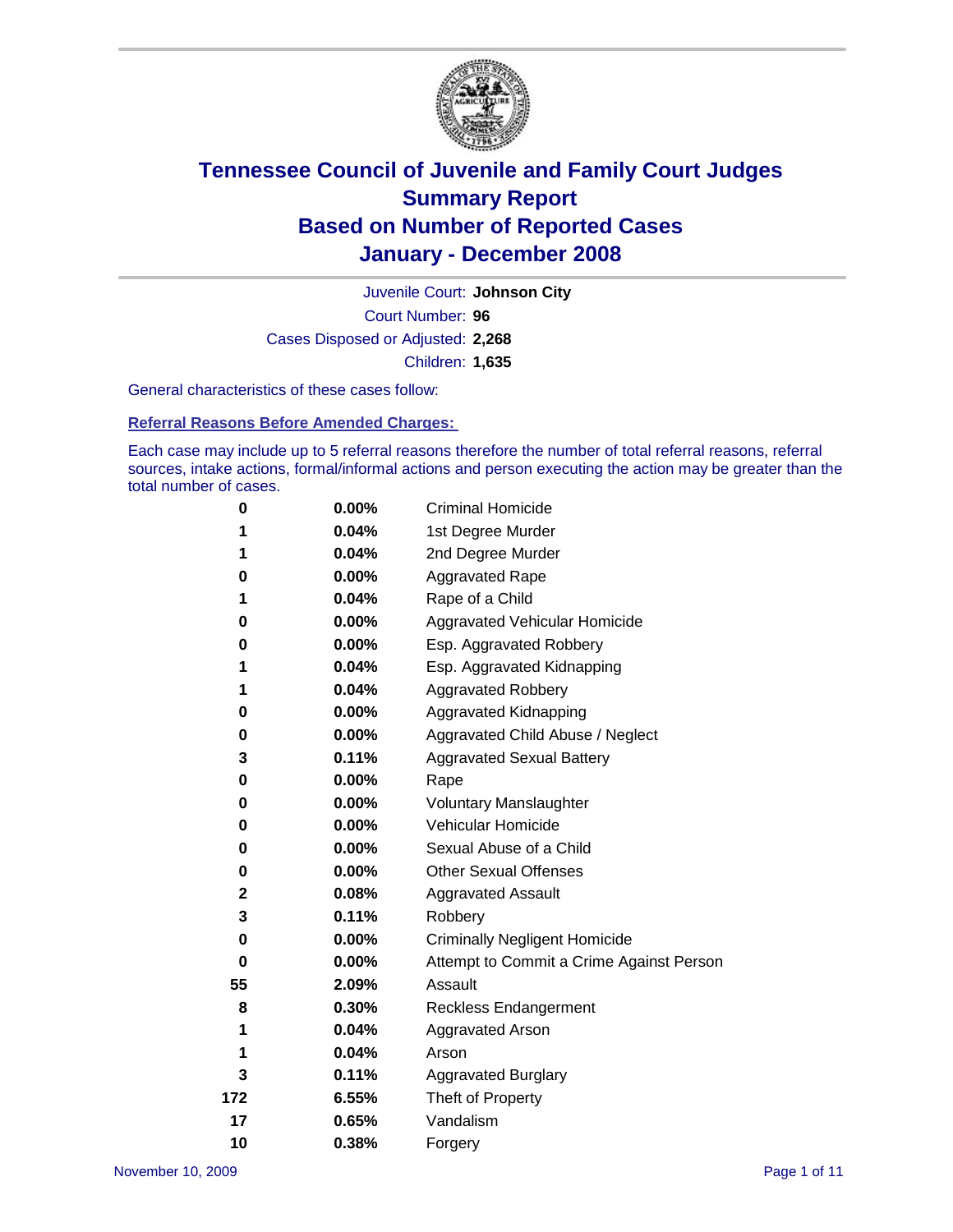# Tennessee Council of Juvenile and Family Court Judges
# Summary Report
# Based on Number of Reported Cases
# January - December 2008

Juvenile Court: **Johnson City**

Court Number: **96**

Cases Disposed or Adjusted: **2,268**

Children: **1,635**

General characteristics of these cases follow:

## Referral Reasons Before Amended Charges:

Each case may include up to 5 referral reasons therefore the number of total referral reasons, referral sources, intake actions, formal/informal actions and person executing the action may be greater than the total number of cases.

| Count | Percent | Referral Reason |
|---|---|---|
| 0 | 0.00% | Criminal Homicide |
| 1 | 0.04% | 1st Degree Murder |
| 1 | 0.04% | 2nd Degree Murder |
| 0 | 0.00% | Aggravated Rape |
| 1 | 0.04% | Rape of a Child |
| 0 | 0.00% | Aggravated Vehicular Homicide |
| 0 | 0.00% | Esp. Aggravated Robbery |
| 1 | 0.04% | Esp. Aggravated Kidnapping |
| 1 | 0.04% | Aggravated Robbery |
| 0 | 0.00% | Aggravated Kidnapping |
| 0 | 0.00% | Aggravated Child Abuse / Neglect |
| 3 | 0.11% | Aggravated Sexual Battery |
| 0 | 0.00% | Rape |
| 0 | 0.00% | Voluntary Manslaughter |
| 0 | 0.00% | Vehicular Homicide |
| 0 | 0.00% | Sexual Abuse of a Child |
| 0 | 0.00% | Other Sexual Offenses |
| 2 | 0.08% | Aggravated Assault |
| 3 | 0.11% | Robbery |
| 0 | 0.00% | Criminally Negligent Homicide |
| 0 | 0.00% | Attempt to Commit a Crime Against Person |
| 55 | 2.09% | Assault |
| 8 | 0.30% | Reckless Endangerment |
| 1 | 0.04% | Aggravated Arson |
| 1 | 0.04% | Arson |
| 3 | 0.11% | Aggravated Burglary |
| 172 | 6.55% | Theft of Property |
| 17 | 0.65% | Vandalism |
| 10 | 0.38% | Forgery |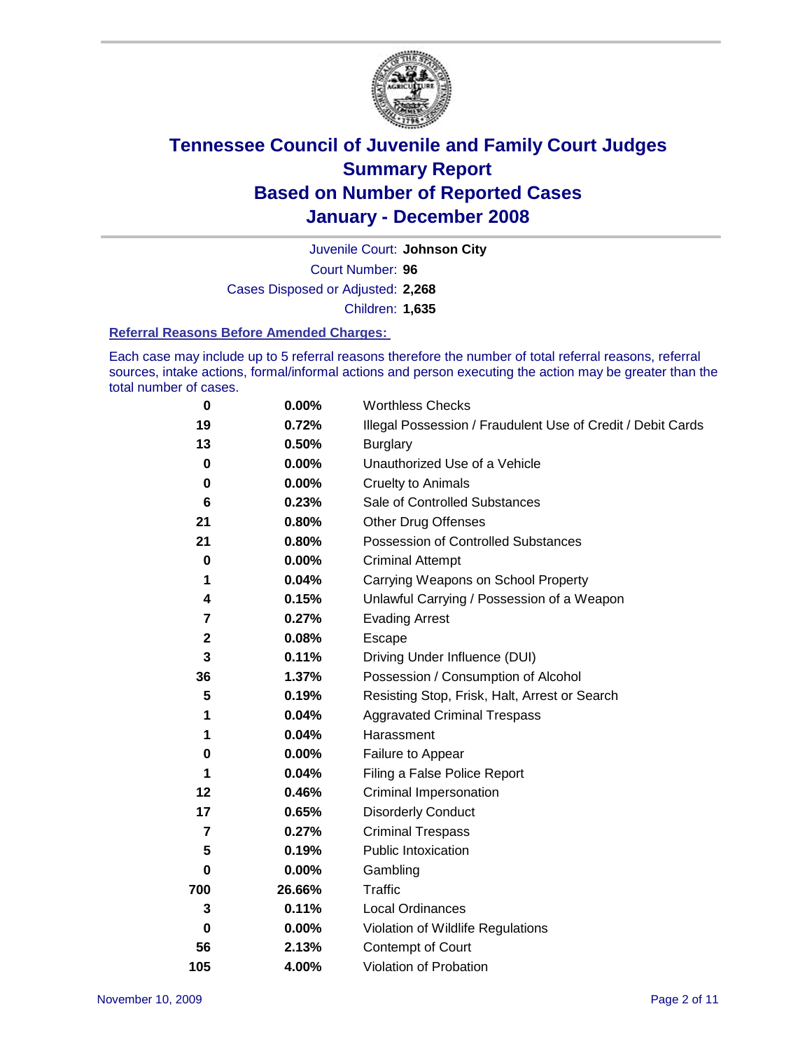# Tennessee Council of Juvenile and Family Court Judges
## Summary Report
## Based on Number of Reported Cases
## January - December 2008

Juvenile Court: **Johnson City**

Court Number: **96**

Cases Disposed or Adjusted: **2,268**

Children: **1,635**

### Referral Reasons Before Amended Charges:

Each case may include up to 5 referral reasons therefore the number of total referral reasons, referral sources, intake actions, formal/informal actions and person executing the action may be greater than the total number of cases.

| | | |
|---|---|---|
| **0** | **0.00%** | Worthless Checks |
| **19** | **0.72%** | Illegal Possession / Fraudulent Use of Credit / Debit Cards |
| **13** | **0.50%** | Burglary |
| **0** | **0.00%** | Unauthorized Use of a Vehicle |
| **0** | **0.00%** | Cruelty to Animals |
| **6** | **0.23%** | Sale of Controlled Substances |
| **21** | **0.80%** | Other Drug Offenses |
| **21** | **0.80%** | Possession of Controlled Substances |
| **0** | **0.00%** | Criminal Attempt |
| **1** | **0.04%** | Carrying Weapons on School Property |
| **4** | **0.15%** | Unlawful Carrying / Possession of a Weapon |
| **7** | **0.27%** | Evading Arrest |
| **2** | **0.08%** | Escape |
| **3** | **0.11%** | Driving Under Influence (DUI) |
| **36** | **1.37%** | Possession / Consumption of Alcohol |
| **5** | **0.19%** | Resisting Stop, Frisk, Halt, Arrest or Search |
| **1** | **0.04%** | Aggravated Criminal Trespass |
| **1** | **0.04%** | Harassment |
| **0** | **0.00%** | Failure to Appear |
| **1** | **0.04%** | Filing a False Police Report |
| **12** | **0.46%** | Criminal Impersonation |
| **17** | **0.65%** | Disorderly Conduct |
| **7** | **0.27%** | Criminal Trespass |
| **5** | **0.19%** | Public Intoxication |
| **0** | **0.00%** | Gambling |
| **700** | **26.66%** | Traffic |
| **3** | **0.11%** | Local Ordinances |
| **0** | **0.00%** | Violation of Wildlife Regulations |
| **56** | **2.13%** | Contempt of Court |
| **105** | **4.00%** | Violation of Probation |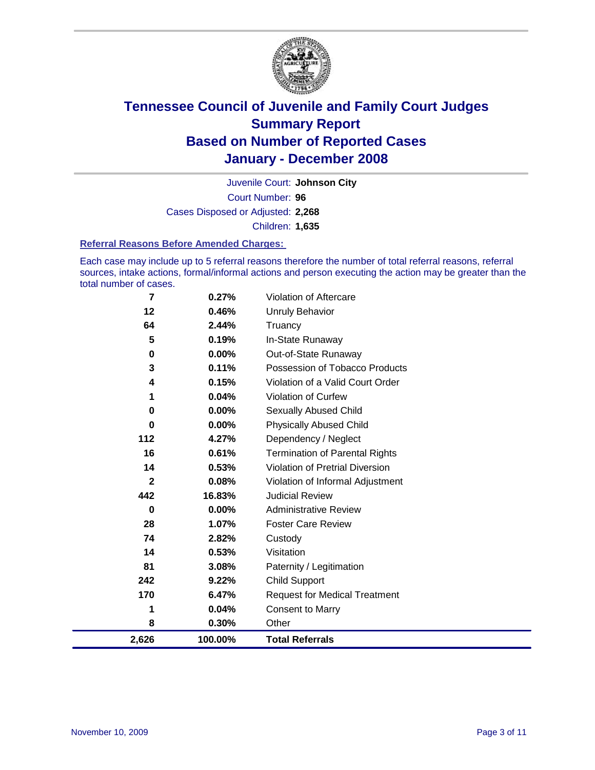# Tennessee Council of Juvenile and Family Court Judges
## Summary Report
## Based on Number of Reported Cases
## January - December 2008

Juvenile Court: **Johnson City**

Court Number: **96**

Cases Disposed or Adjusted: **2,268**

Children: **1,635**

### Referral Reasons Before Amended Charges:

Each case may include up to 5 referral reasons therefore the number of total referral reasons, referral sources, intake actions, formal/informal actions and person executing the action may be greater than the total number of cases.

| Count | Percent | Referral Reason |
|---|---|---|
| 7 | 0.27% | Violation of Aftercare |
| 12 | 0.46% | Unruly Behavior |
| 64 | 2.44% | Truancy |
| 5 | 0.19% | In-State Runaway |
| 0 | 0.00% | Out-of-State Runaway |
| 3 | 0.11% | Possession of Tobacco Products |
| 4 | 0.15% | Violation of a Valid Court Order |
| 1 | 0.04% | Violation of Curfew |
| 0 | 0.00% | Sexually Abused Child |
| 0 | 0.00% | Physically Abused Child |
| 112 | 4.27% | Dependency / Neglect |
| 16 | 0.61% | Termination of Parental Rights |
| 14 | 0.53% | Violation of Pretrial Diversion |
| 2 | 0.08% | Violation of Informal Adjustment |
| 442 | 16.83% | Judicial Review |
| 0 | 0.00% | Administrative Review |
| 28 | 1.07% | Foster Care Review |
| 74 | 2.82% | Custody |
| 14 | 0.53% | Visitation |
| 81 | 3.08% | Paternity / Legitimation |
| 242 | 9.22% | Child Support |
| 170 | 6.47% | Request for Medical Treatment |
| 1 | 0.04% | Consent to Marry |
| 8 | 0.30% | Other |
| **2,626** | **100.00%** | **Total Referrals** |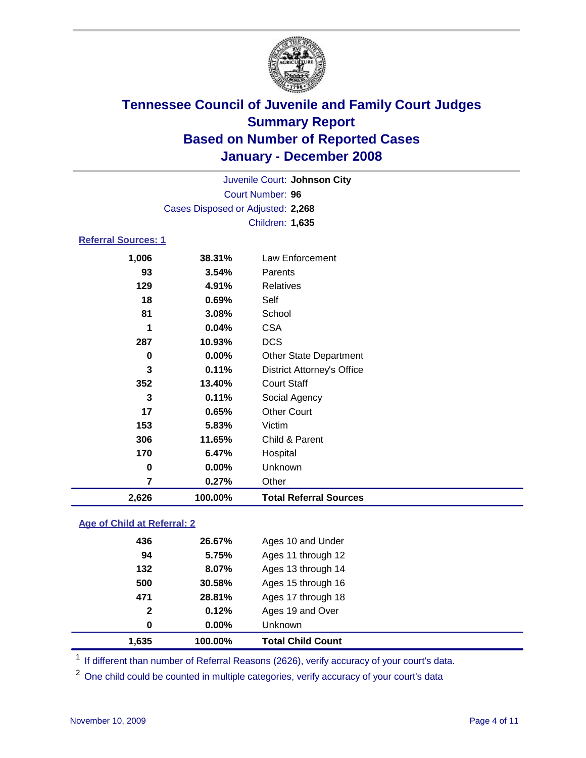# Tennessee Council of Juvenile and Family Court Judges
## Summary Report
## Based on Number of Reported Cases
## January - December 2008

Juvenile Court: **Johnson City**
Court Number: **96**
Cases Disposed or Adjusted: **2,268**
Children: **1,635**

### Referral Sources: 1

| | | |
|---|---|---|
| 1,006 | 38.31% | Law Enforcement |
| 93 | 3.54% | Parents |
| 129 | 4.91% | Relatives |
| 18 | 0.69% | Self |
| 81 | 3.08% | School |
| 1 | 0.04% | CSA |
| 287 | 10.93% | DCS |
| 0 | 0.00% | Other State Department |
| 3 | 0.11% | District Attorney's Office |
| 352 | 13.40% | Court Staff |
| 3 | 0.11% | Social Agency |
| 17 | 0.65% | Other Court |
| 153 | 5.83% | Victim |
| 306 | 11.65% | Child & Parent |
| 170 | 6.47% | Hospital |
| 0 | 0.00% | Unknown |
| 7 | 0.27% | Other |
| **2,626** | **100.00%** | **Total Referral Sources** |

### Age of Child at Referral: 2

| | | |
|---|---|---|
| 436 | 26.67% | Ages 10 and Under |
| 94 | 5.75% | Ages 11 through 12 |
| 132 | 8.07% | Ages 13 through 14 |
| 500 | 30.58% | Ages 15 through 16 |
| 471 | 28.81% | Ages 17 through 18 |
| 2 | 0.12% | Ages 19 and Over |
| 0 | 0.00% | Unknown |
| **1,635** | **100.00%** | **Total Child Count** |

[1] If different than number of Referral Reasons (2626), verify accuracy of your court's data.

[2] One child could be counted in multiple categories, verify accuracy of your court's data

November 10, 2009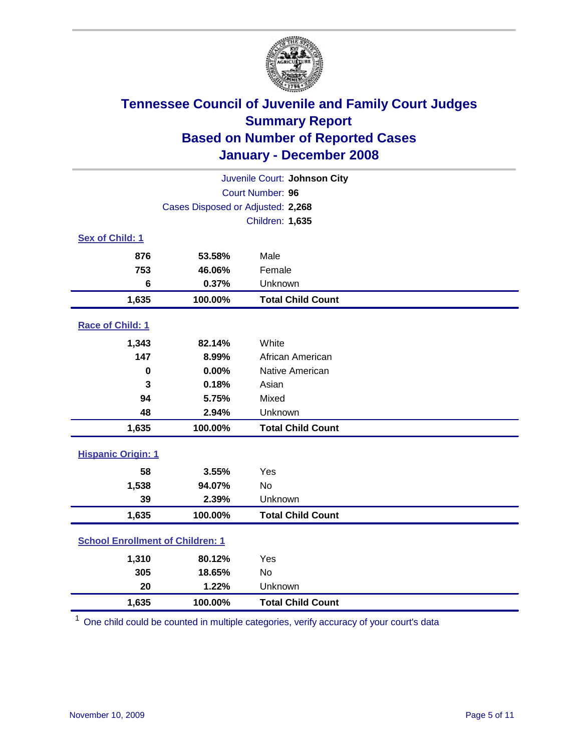# Tennessee Council of Juvenile and Family Court Judges
## Summary Report
## Based on Number of Reported Cases
## January - December 2008

Juvenile Court: **Johnson City**
Court Number: **96**
Cases Disposed or Adjusted: **2,268**
Children: **1,635**

### Sex of Child: 1

| | | |
|---|---|---|
| 876 | 53.58% | Male |
| 753 | 46.06% | Female |
| 6 | 0.37% | Unknown |
| **1,635** | **100.00%** | **Total Child Count** |

### Race of Child: 1

| | | |
|---|---|---|
| 1,343 | 82.14% | White |
| 147 | 8.99% | African American |
| 0 | 0.00% | Native American |
| 3 | 0.18% | Asian |
| 94 | 5.75% | Mixed |
| 48 | 2.94% | Unknown |
| **1,635** | **100.00%** | **Total Child Count** |

### Hispanic Origin: 1

| | | |
|---|---|---|
| 58 | 3.55% | Yes |
| 1,538 | 94.07% | No |
| 39 | 2.39% | Unknown |
| **1,635** | **100.00%** | **Total Child Count** |

### School Enrollment of Children: 1

| | | |
|---|---|---|
| 1,310 | 80.12% | Yes |
| 305 | 18.65% | No |
| 20 | 1.22% | Unknown |
| **1,635** | **100.00%** | **Total Child Count** |

[1] One child could be counted in multiple categories, verify accuracy of your court's data

November 10, 2009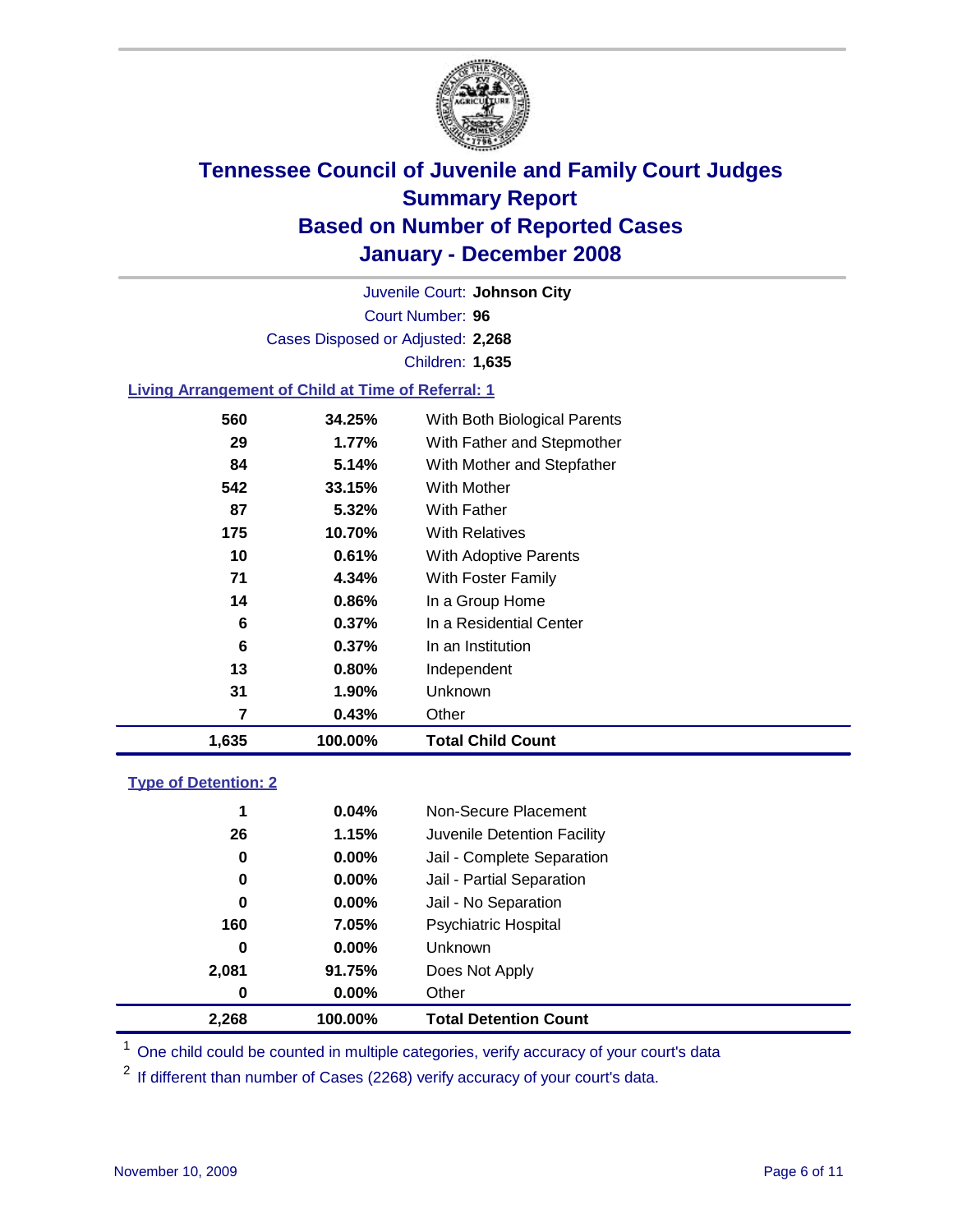# Tennessee Council of Juvenile and Family Court Judges
# Summary Report
# Based on Number of Reported Cases
# January - December 2008

Juvenile Court: **Johnson City**

Court Number: **96**

Cases Disposed or Adjusted: **2,268**

Children: **1,635**

### Living Arrangement of Child at Time of Referral: 1

| Count | Percent | Category |
|---|---|---|
| 560 | 34.25% | With Both Biological Parents |
| 29 | 1.77% | With Father and Stepmother |
| 84 | 5.14% | With Mother and Stepfather |
| 542 | 33.15% | With Mother |
| 87 | 5.32% | With Father |
| 175 | 10.70% | With Relatives |
| 10 | 0.61% | With Adoptive Parents |
| 71 | 4.34% | With Foster Family |
| 14 | 0.86% | In a Group Home |
| 6 | 0.37% | In a Residential Center |
| 6 | 0.37% | In an Institution |
| 13 | 0.80% | Independent |
| 31 | 1.90% | Unknown |
| 7 | 0.43% | Other |
| **1,635** | **100.00%** | **Total Child Count** |

### Type of Detention: 2

| Count | Percent | Category |
|---|---|---|
| 1 | 0.04% | Non-Secure Placement |
| 26 | 1.15% | Juvenile Detention Facility |
| 0 | 0.00% | Jail - Complete Separation |
| 0 | 0.00% | Jail - Partial Separation |
| 0 | 0.00% | Jail - No Separation |
| 160 | 7.05% | Psychiatric Hospital |
| 0 | 0.00% | Unknown |
| 2,081 | 91.75% | Does Not Apply |
| 0 | 0.00% | Other |
| **2,268** | **100.00%** | **Total Detention Count** |

[1] One child could be counted in multiple categories, verify accuracy of your court's data

[2] If different than number of Cases (2268) verify accuracy of your court's data.

November 10, 2009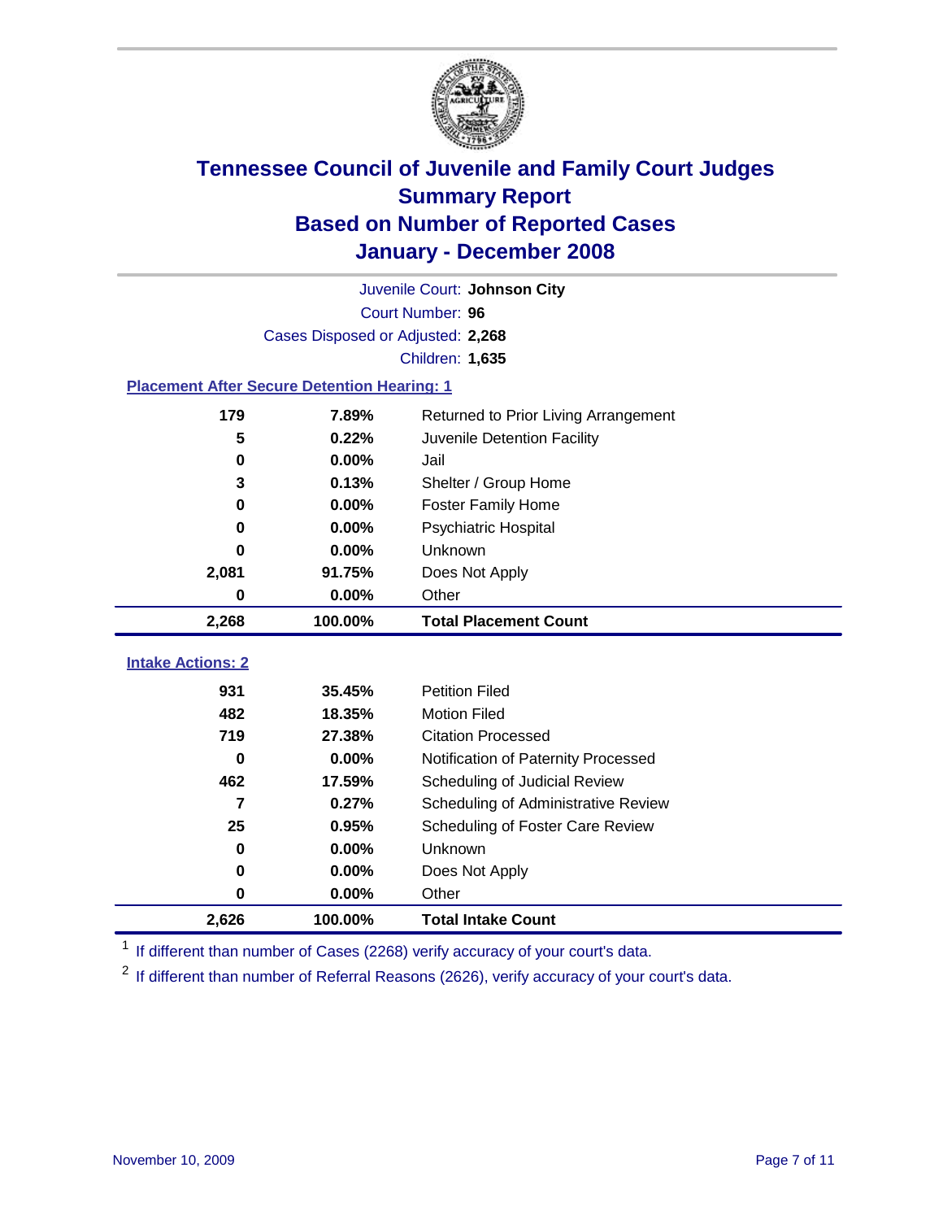# Tennessee Council of Juvenile and Family Court Judges
## Summary Report
## Based on Number of Reported Cases
## January - December 2008

Juvenile Court: **Johnson City**
Court Number: **96**
Cases Disposed or Adjusted: **2,268**
Children: **1,635**

### Placement After Secure Detention Hearing: 1

| Count | Percent | Placement |
|---|---|---|
| 179 | 7.89% | Returned to Prior Living Arrangement |
| 5 | 0.22% | Juvenile Detention Facility |
| 0 | 0.00% | Jail |
| 3 | 0.13% | Shelter / Group Home |
| 0 | 0.00% | Foster Family Home |
| 0 | 0.00% | Psychiatric Hospital |
| 0 | 0.00% | Unknown |
| 2,081 | 91.75% | Does Not Apply |
| 0 | 0.00% | Other |
| **2,268** | **100.00%** | **Total Placement Count** |

### Intake Actions: 2

| Count | Percent | Intake Action |
|---|---|---|
| 931 | 35.45% | Petition Filed |
| 482 | 18.35% | Motion Filed |
| 719 | 27.38% | Citation Processed |
| 0 | 0.00% | Notification of Paternity Processed |
| 462 | 17.59% | Scheduling of Judicial Review |
| 7 | 0.27% | Scheduling of Administrative Review |
| 25 | 0.95% | Scheduling of Foster Care Review |
| 0 | 0.00% | Unknown |
| 0 | 0.00% | Does Not Apply |
| 0 | 0.00% | Other |
| **2,626** | **100.00%** | **Total Intake Count** |

[1] If different than number of Cases (2268) verify accuracy of your court's data.

[2] If different than number of Referral Reasons (2626), verify accuracy of your court's data.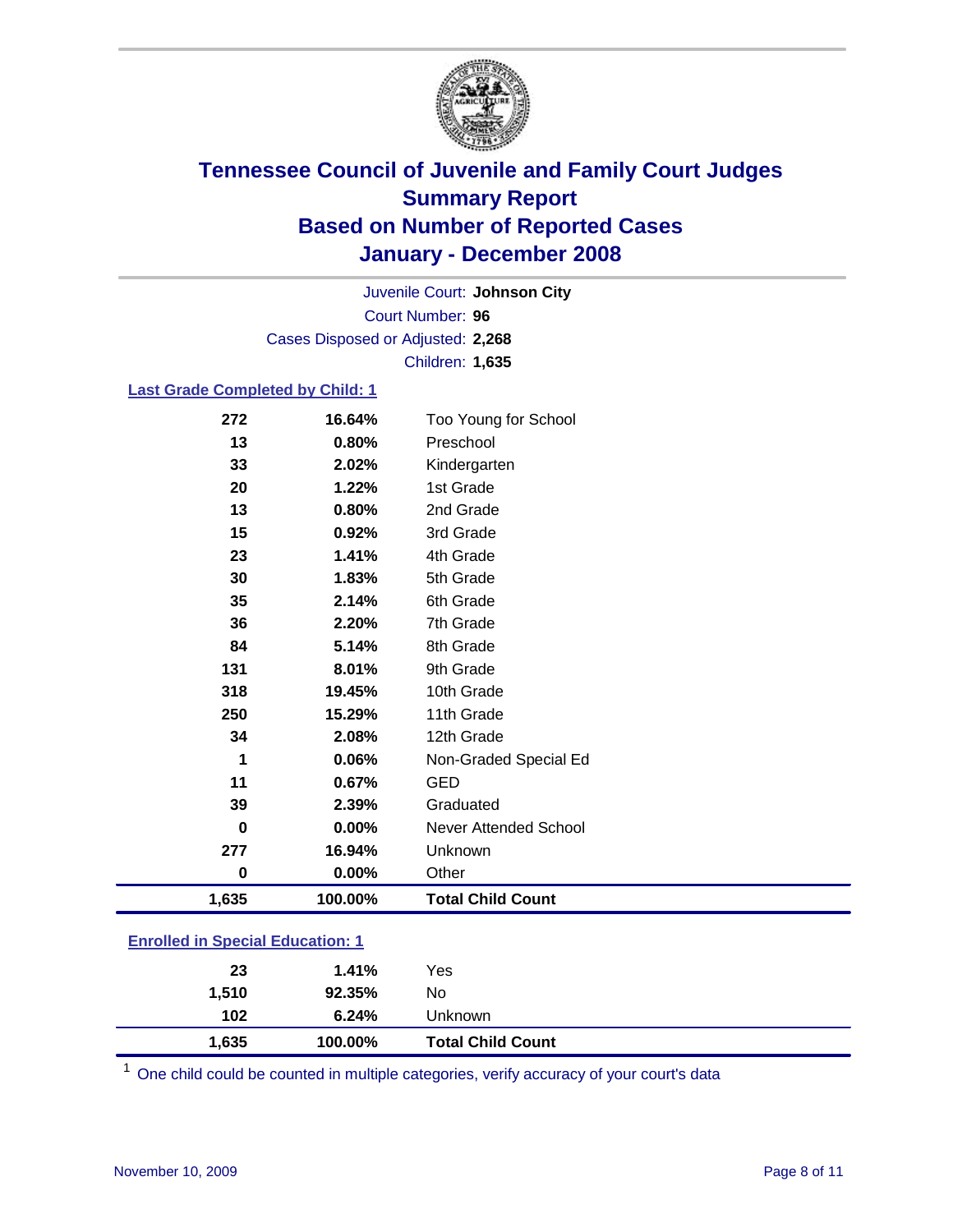# Tennessee Council of Juvenile and Family Court Judges
## Summary Report
## Based on Number of Reported Cases
## January - December 2008

Juvenile Court: **Johnson City**
Court Number: **96**
Cases Disposed or Adjusted: **2,268**
Children: **1,635**

### Last Grade Completed by Child: 1

| Count | Percent | Category |
|---|---|---|
| 272 | 16.64% | Too Young for School |
| 13 | 0.80% | Preschool |
| 33 | 2.02% | Kindergarten |
| 20 | 1.22% | 1st Grade |
| 13 | 0.80% | 2nd Grade |
| 15 | 0.92% | 3rd Grade |
| 23 | 1.41% | 4th Grade |
| 30 | 1.83% | 5th Grade |
| 35 | 2.14% | 6th Grade |
| 36 | 2.20% | 7th Grade |
| 84 | 5.14% | 8th Grade |
| 131 | 8.01% | 9th Grade |
| 318 | 19.45% | 10th Grade |
| 250 | 15.29% | 11th Grade |
| 34 | 2.08% | 12th Grade |
| 1 | 0.06% | Non-Graded Special Ed |
| 11 | 0.67% | GED |
| 39 | 2.39% | Graduated |
| 0 | 0.00% | Never Attended School |
| 277 | 16.94% | Unknown |
| 0 | 0.00% | Other |
| **1,635** | **100.00%** | **Total Child Count** |

### Enrolled in Special Education: 1

| Count | Percent | Category |
|---|---|---|
| 23 | 1.41% | Yes |
| 1,510 | 92.35% | No |
| 102 | 6.24% | Unknown |
| **1,635** | **100.00%** | **Total Child Count** |

[1] One child could be counted in multiple categories, verify accuracy of your court's data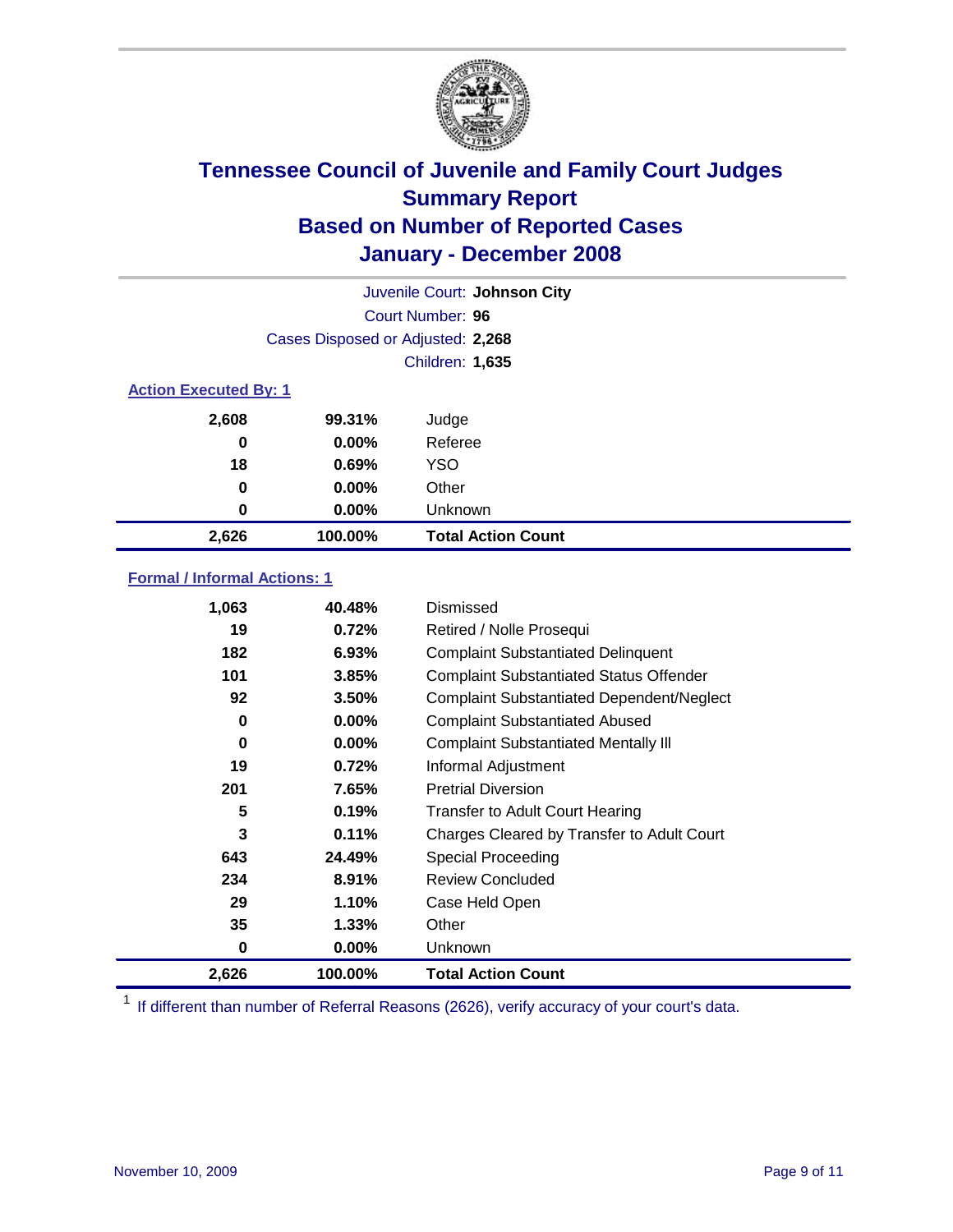# Tennessee Council of Juvenile and Family Court Judges
## Summary Report
## Based on Number of Reported Cases
## January - December 2008

Juvenile Court: **Johnson City**

Court Number: **96**

Cases Disposed or Adjusted: **2,268**

Children: **1,635**

### Action Executed By: 1

| | | |
|---|---|---|
| 2,608 | 99.31% | Judge |
| 0 | 0.00% | Referee |
| 18 | 0.69% | YSO |
| 0 | 0.00% | Other |
| 0 | 0.00% | Unknown |
| **2,626** | **100.00%** | **Total Action Count** |

### Formal / Informal Actions: 1

| | | |
|---|---|---|
| 1,063 | 40.48% | Dismissed |
| 19 | 0.72% | Retired / Nolle Prosequi |
| 182 | 6.93% | Complaint Substantiated Delinquent |
| 101 | 3.85% | Complaint Substantiated Status Offender |
| 92 | 3.50% | Complaint Substantiated Dependent/Neglect |
| 0 | 0.00% | Complaint Substantiated Abused |
| 0 | 0.00% | Complaint Substantiated Mentally Ill |
| 19 | 0.72% | Informal Adjustment |
| 201 | 7.65% | Pretrial Diversion |
| 5 | 0.19% | Transfer to Adult Court Hearing |
| 3 | 0.11% | Charges Cleared by Transfer to Adult Court |
| 643 | 24.49% | Special Proceeding |
| 234 | 8.91% | Review Concluded |
| 29 | 1.10% | Case Held Open |
| 35 | 1.33% | Other |
| 0 | 0.00% | Unknown |
| **2,626** | **100.00%** | **Total Action Count** |

[1] If different than number of Referral Reasons (2626), verify accuracy of your court's data.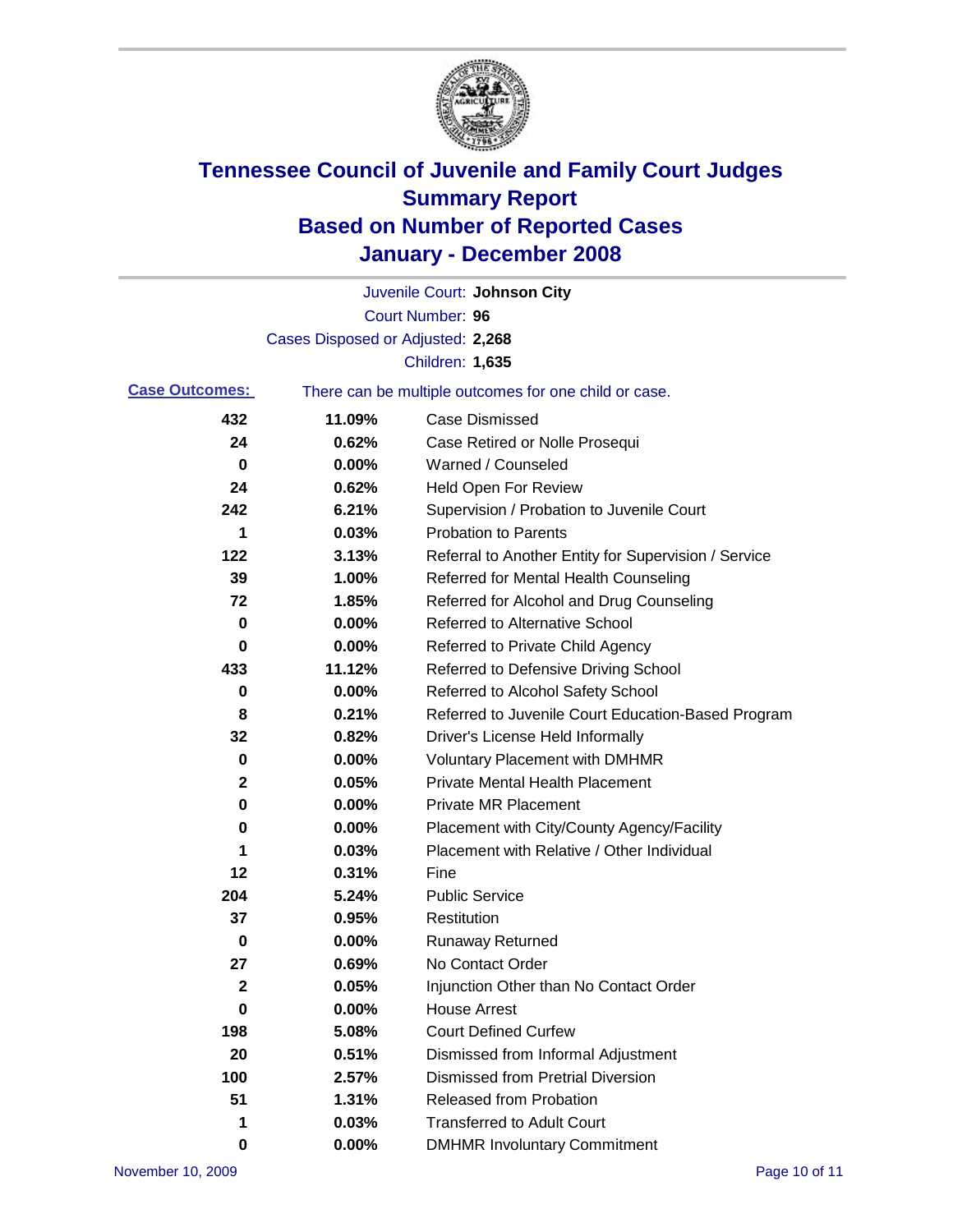# Tennessee Council of Juvenile and Family Court Judges
## Summary Report
## Based on Number of Reported Cases
## January - December 2008

Juvenile Court: **Johnson City**
Court Number: **96**
Cases Disposed or Adjusted: **2,268**
Children: **1,635**

**Case Outcomes:** There can be multiple outcomes for one child or case.

| Count | Percent | Outcome |
|---|---|---|
| 432 | 11.09% | Case Dismissed |
| 24 | 0.62% | Case Retired or Nolle Prosequi |
| 0 | 0.00% | Warned / Counseled |
| 24 | 0.62% | Held Open For Review |
| 242 | 6.21% | Supervision / Probation to Juvenile Court |
| 1 | 0.03% | Probation to Parents |
| 122 | 3.13% | Referral to Another Entity for Supervision / Service |
| 39 | 1.00% | Referred for Mental Health Counseling |
| 72 | 1.85% | Referred for Alcohol and Drug Counseling |
| 0 | 0.00% | Referred to Alternative School |
| 0 | 0.00% | Referred to Private Child Agency |
| 433 | 11.12% | Referred to Defensive Driving School |
| 0 | 0.00% | Referred to Alcohol Safety School |
| 8 | 0.21% | Referred to Juvenile Court Education-Based Program |
| 32 | 0.82% | Driver's License Held Informally |
| 0 | 0.00% | Voluntary Placement with DMHMR |
| 2 | 0.05% | Private Mental Health Placement |
| 0 | 0.00% | Private MR Placement |
| 0 | 0.00% | Placement with City/County Agency/Facility |
| 1 | 0.03% | Placement with Relative / Other Individual |
| 12 | 0.31% | Fine |
| 204 | 5.24% | Public Service |
| 37 | 0.95% | Restitution |
| 0 | 0.00% | Runaway Returned |
| 27 | 0.69% | No Contact Order |
| 2 | 0.05% | Injunction Other than No Contact Order |
| 0 | 0.00% | House Arrest |
| 198 | 5.08% | Court Defined Curfew |
| 20 | 0.51% | Dismissed from Informal Adjustment |
| 100 | 2.57% | Dismissed from Pretrial Diversion |
| 51 | 1.31% | Released from Probation |
| 1 | 0.03% | Transferred to Adult Court |
| 0 | 0.00% | DMHMR Involuntary Commitment |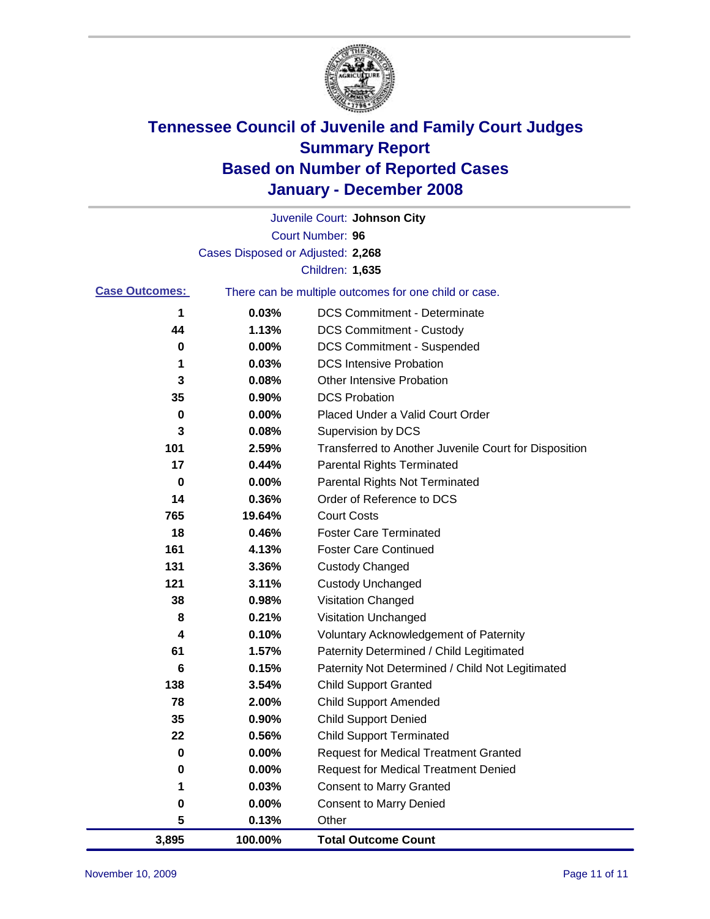# Tennessee Council of Juvenile and Family Court Judges
# Summary Report
# Based on Number of Reported Cases
# January - December 2008

Juvenile Court: **Johnson City**

Court Number: **96**

Cases Disposed or Adjusted: **2,268**

Children: **1,635**

**Case Outcomes:** There can be multiple outcomes for one child or case.

| | | |
|---|---|---|
| 1 | 0.03% | DCS Commitment - Determinate |
| 44 | 1.13% | DCS Commitment - Custody |
| 0 | 0.00% | DCS Commitment - Suspended |
| 1 | 0.03% | DCS Intensive Probation |
| 3 | 0.08% | Other Intensive Probation |
| 35 | 0.90% | DCS Probation |
| 0 | 0.00% | Placed Under a Valid Court Order |
| 3 | 0.08% | Supervision by DCS |
| 101 | 2.59% | Transferred to Another Juvenile Court for Disposition |
| 17 | 0.44% | Parental Rights Terminated |
| 0 | 0.00% | Parental Rights Not Terminated |
| 14 | 0.36% | Order of Reference to DCS |
| 765 | 19.64% | Court Costs |
| 18 | 0.46% | Foster Care Terminated |
| 161 | 4.13% | Foster Care Continued |
| 131 | 3.36% | Custody Changed |
| 121 | 3.11% | Custody Unchanged |
| 38 | 0.98% | Visitation Changed |
| 8 | 0.21% | Visitation Unchanged |
| 4 | 0.10% | Voluntary Acknowledgement of Paternity |
| 61 | 1.57% | Paternity Determined / Child Legitimated |
| 6 | 0.15% | Paternity Not Determined / Child Not Legitimated |
| 138 | 3.54% | Child Support Granted |
| 78 | 2.00% | Child Support Amended |
| 35 | 0.90% | Child Support Denied |
| 22 | 0.56% | Child Support Terminated |
| 0 | 0.00% | Request for Medical Treatment Granted |
| 0 | 0.00% | Request for Medical Treatment Denied |
| 1 | 0.03% | Consent to Marry Granted |
| 0 | 0.00% | Consent to Marry Denied |
| 5 | 0.13% | Other |
| **3,895** | **100.00%** | **Total Outcome Count** |

November 10, 2009